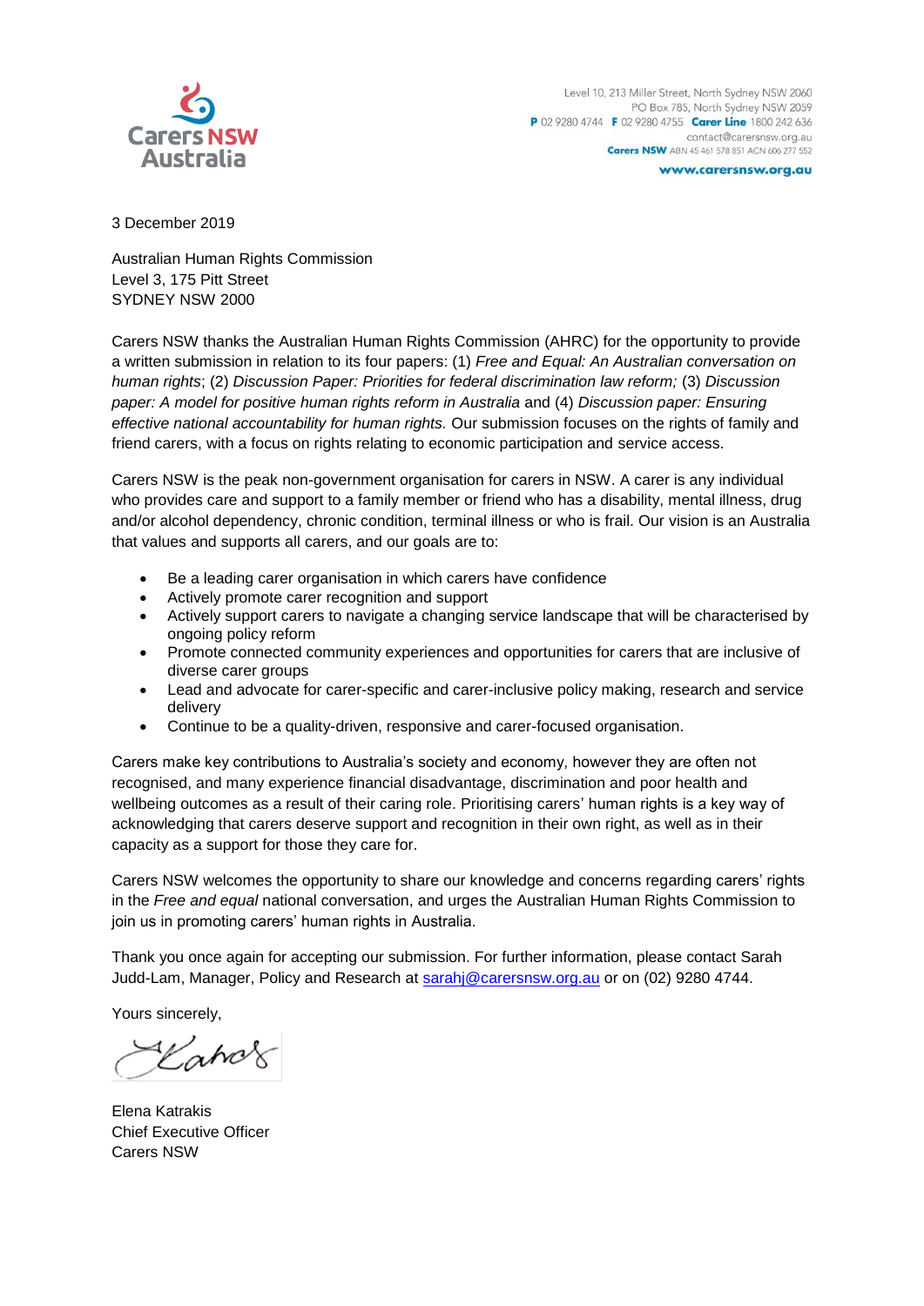Carers NSW Australia

Level 10, 213 Miller Street, North Sydney NSW 2060
PO Box 785, North Sydney NSW 2059
**P** 02 9280 4744 **F** 02 9280 4755 **Carer Line** 1800 242 636
contact@carersnsw.org.au
**Carers NSW** ABN 45 461 578 851 ACN 606 277 552
**www.carersnsw.org.au**

3 December 2019

Australian Human Rights Commission
Level 3, 175 Pitt Street
SYDNEY NSW 2000

Carers NSW thanks the Australian Human Rights Commission (AHRC) for the opportunity to provide a written submission in relation to its four papers: (1) *Free and Equal: An Australian conversation on human rights*; (2) *Discussion Paper: Priorities for federal discrimination law reform;* (3) *Discussion paper: A model for positive human rights reform in Australia* and (4) *Discussion paper: Ensuring effective national accountability for human rights.* Our submission focuses on the rights of family and friend carers, with a focus on rights relating to economic participation and service access.

Carers NSW is the peak non-government organisation for carers in NSW. A carer is any individual who provides care and support to a family member or friend who has a disability, mental illness, drug and/or alcohol dependency, chronic condition, terminal illness or who is frail. Our vision is an Australia that values and supports all carers, and our goals are to:

- Be a leading carer organisation in which carers have confidence
- Actively promote carer recognition and support
- Actively support carers to navigate a changing service landscape that will be characterised by ongoing policy reform
- Promote connected community experiences and opportunities for carers that are inclusive of diverse carer groups
- Lead and advocate for carer-specific and carer-inclusive policy making, research and service delivery
- Continue to be a quality-driven, responsive and carer-focused organisation.

Carers make key contributions to Australia's society and economy, however they are often not recognised, and many experience financial disadvantage, discrimination and poor health and wellbeing outcomes as a result of their caring role. Prioritising carers' human rights is a key way of acknowledging that carers deserve support and recognition in their own right, as well as in their capacity as a support for those they care for.

Carers NSW welcomes the opportunity to share our knowledge and concerns regarding carers' rights in the *Free and equal* national conversation, and urges the Australian Human Rights Commission to join us in promoting carers' human rights in Australia.

Thank you once again for accepting our submission. For further information, please contact Sarah Judd-Lam, Manager, Policy and Research at sarahj@carersnsw.org.au or on (02) 9280 4744.

Yours sincerely,

Elena Katrakis
Chief Executive Officer
Carers NSW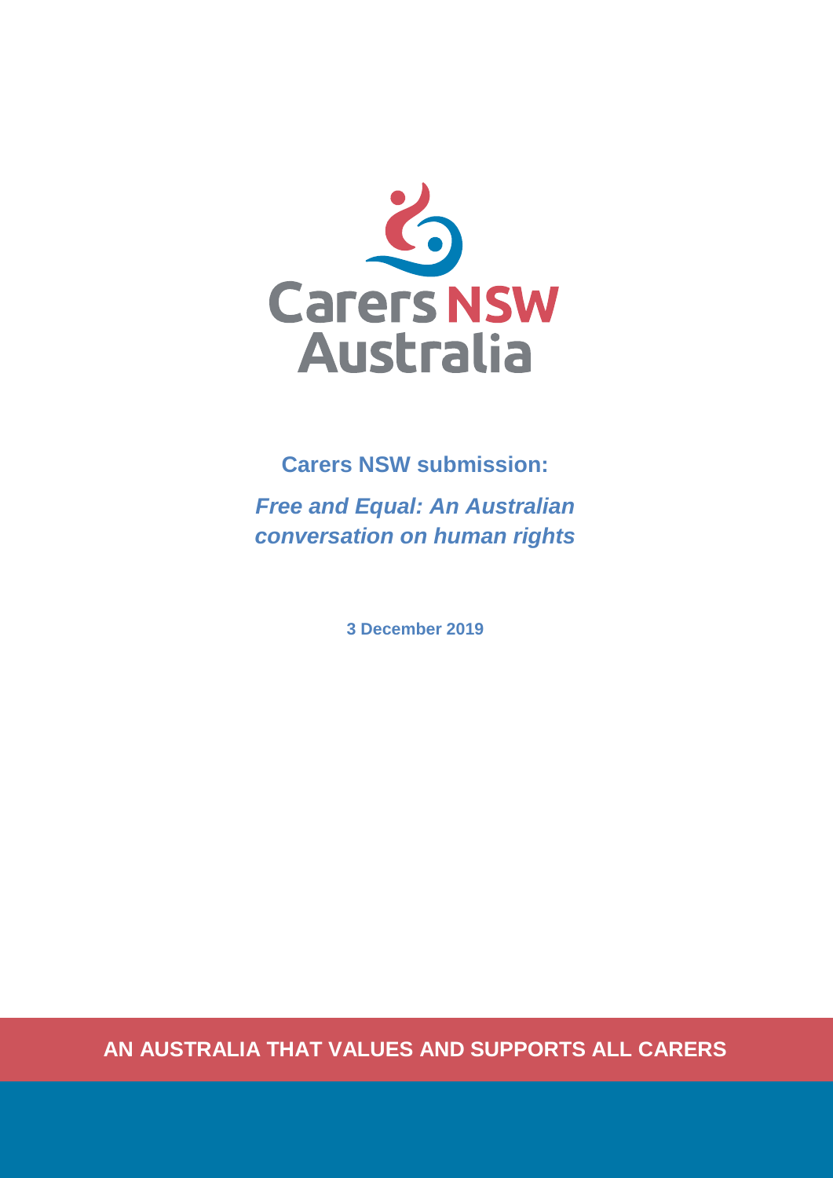Carers NSW Australia

**Carers NSW submission:**

***Free and Equal: An Australian conversation on human rights***

**3 December 2019**

**AN AUSTRALIA THAT VALUES AND SUPPORTS ALL CARERS**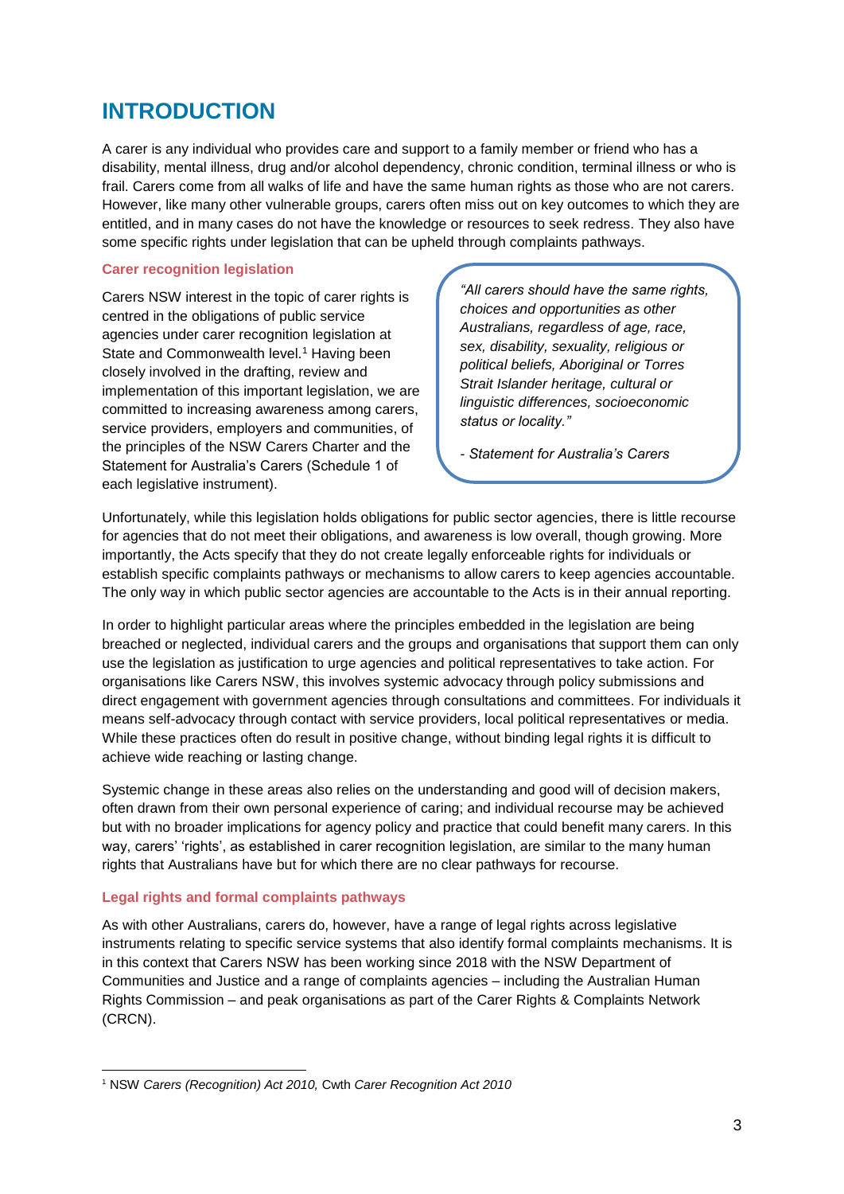# INTRODUCTION

A carer is any individual who provides care and support to a family member or friend who has a disability, mental illness, drug and/or alcohol dependency, chronic condition, terminal illness or who is frail. Carers come from all walks of life and have the same human rights as those who are not carers. However, like many other vulnerable groups, carers often miss out on key outcomes to which they are entitled, and in many cases do not have the knowledge or resources to seek redress. They also have some specific rights under legislation that can be upheld through complaints pathways.

### Carer recognition legislation

Carers NSW interest in the topic of carer rights is centred in the obligations of public service agencies under carer recognition legislation at State and Commonwealth level.[1] Having been closely involved in the drafting, review and implementation of this important legislation, we are committed to increasing awareness among carers, service providers, employers and communities, of the principles of the NSW Carers Charter and the Statement for Australia's Carers (Schedule 1 of each legislative instrument).

> *"All carers should have the same rights, choices and opportunities as other Australians, regardless of age, race, sex, disability, sexuality, religious or political beliefs, Aboriginal or Torres Strait Islander heritage, cultural or linguistic differences, socioeconomic status or locality."*
>
> *- Statement for Australia's Carers*

Unfortunately, while this legislation holds obligations for public sector agencies, there is little recourse for agencies that do not meet their obligations, and awareness is low overall, though growing. More importantly, the Acts specify that they do not create legally enforceable rights for individuals or establish specific complaints pathways or mechanisms to allow carers to keep agencies accountable. The only way in which public sector agencies are accountable to the Acts is in their annual reporting.

In order to highlight particular areas where the principles embedded in the legislation are being breached or neglected, individual carers and the groups and organisations that support them can only use the legislation as justification to urge agencies and political representatives to take action. For organisations like Carers NSW, this involves systemic advocacy through policy submissions and direct engagement with government agencies through consultations and committees. For individuals it means self-advocacy through contact with service providers, local political representatives or media. While these practices often do result in positive change, without binding legal rights it is difficult to achieve wide reaching or lasting change.

Systemic change in these areas also relies on the understanding and good will of decision makers, often drawn from their own personal experience of caring; and individual recourse may be achieved but with no broader implications for agency policy and practice that could benefit many carers. In this way, carers' 'rights', as established in carer recognition legislation, are similar to the many human rights that Australians have but for which there are no clear pathways for recourse.

### Legal rights and formal complaints pathways

As with other Australians, carers do, however, have a range of legal rights across legislative instruments relating to specific service systems that also identify formal complaints mechanisms. It is in this context that Carers NSW has been working since 2018 with the NSW Department of Communities and Justice and a range of complaints agencies – including the Australian Human Rights Commission – and peak organisations as part of the Carer Rights & Complaints Network (CRCN).

---

[1] NSW *Carers (Recognition) Act 2010,* Cwth *Carer Recognition Act 2010*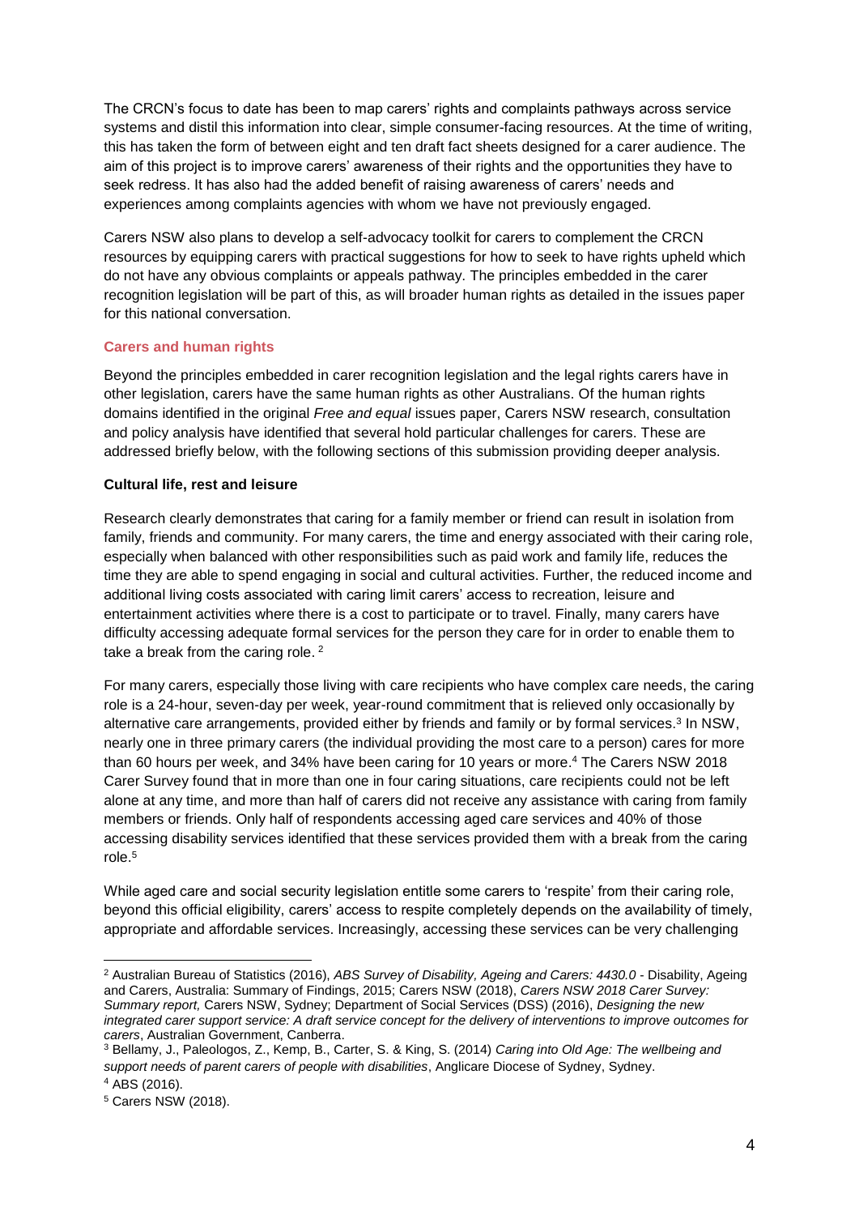The CRCN's focus to date has been to map carers' rights and complaints pathways across service systems and distil this information into clear, simple consumer-facing resources. At the time of writing, this has taken the form of between eight and ten draft fact sheets designed for a carer audience. The aim of this project is to improve carers' awareness of their rights and the opportunities they have to seek redress. It has also had the added benefit of raising awareness of carers' needs and experiences among complaints agencies with whom we have not previously engaged.

Carers NSW also plans to develop a self-advocacy toolkit for carers to complement the CRCN resources by equipping carers with practical suggestions for how to seek to have rights upheld which do not have any obvious complaints or appeals pathway. The principles embedded in the carer recognition legislation will be part of this, as will broader human rights as detailed in the issues paper for this national conversation.

## Carers and human rights

Beyond the principles embedded in carer recognition legislation and the legal rights carers have in other legislation, carers have the same human rights as other Australians. Of the human rights domains identified in the original *Free and equal* issues paper, Carers NSW research, consultation and policy analysis have identified that several hold particular challenges for carers. These are addressed briefly below, with the following sections of this submission providing deeper analysis.

### Cultural life, rest and leisure

Research clearly demonstrates that caring for a family member or friend can result in isolation from family, friends and community. For many carers, the time and energy associated with their caring role, especially when balanced with other responsibilities such as paid work and family life, reduces the time they are able to spend engaging in social and cultural activities. Further, the reduced income and additional living costs associated with caring limit carers' access to recreation, leisure and entertainment activities where there is a cost to participate or to travel. Finally, many carers have difficulty accessing adequate formal services for the person they care for in order to enable them to take a break from the caring role. [2]

For many carers, especially those living with care recipients who have complex care needs, the caring role is a 24-hour, seven-day per week, year-round commitment that is relieved only occasionally by alternative care arrangements, provided either by friends and family or by formal services.[3] In NSW, nearly one in three primary carers (the individual providing the most care to a person) cares for more than 60 hours per week, and 34% have been caring for 10 years or more.[4] The Carers NSW 2018 Carer Survey found that in more than one in four caring situations, care recipients could not be left alone at any time, and more than half of carers did not receive any assistance with caring from family members or friends. Only half of respondents accessing aged care services and 40% of those accessing disability services identified that these services provided them with a break from the caring role.[5]

While aged care and social security legislation entitle some carers to 'respite' from their caring role, beyond this official eligibility, carers' access to respite completely depends on the availability of timely, appropriate and affordable services. Increasingly, accessing these services can be very challenging

---

[2] Australian Bureau of Statistics (2016), *ABS Survey of Disability, Ageing and Carers: 4430.0* - Disability, Ageing and Carers, Australia: Summary of Findings, 2015; Carers NSW (2018), *Carers NSW 2018 Carer Survey: Summary report,* Carers NSW, Sydney; Department of Social Services (DSS) (2016), *Designing the new integrated carer support service: A draft service concept for the delivery of interventions to improve outcomes for carers*, Australian Government, Canberra.

[3] Bellamy, J., Paleologos, Z., Kemp, B., Carter, S. & King, S. (2014) *Caring into Old Age: The wellbeing and support needs of parent carers of people with disabilities*, Anglicare Diocese of Sydney, Sydney.

[4] ABS (2016).

[5] Carers NSW (2018).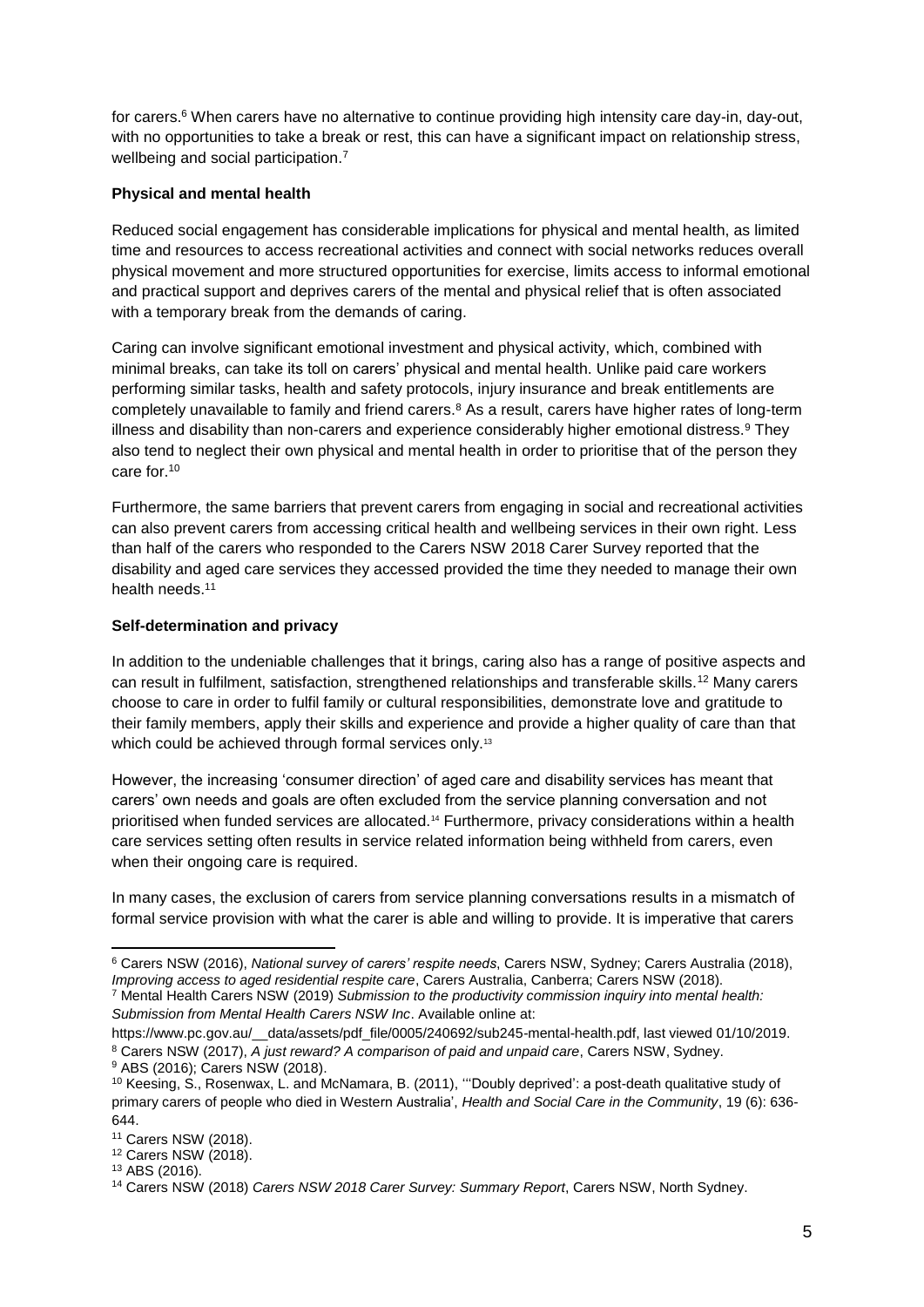for carers.[6] When carers have no alternative to continue providing high intensity care day-in, day-out, with no opportunities to take a break or rest, this can have a significant impact on relationship stress, wellbeing and social participation.[7]

**Physical and mental health**

Reduced social engagement has considerable implications for physical and mental health, as limited time and resources to access recreational activities and connect with social networks reduces overall physical movement and more structured opportunities for exercise, limits access to informal emotional and practical support and deprives carers of the mental and physical relief that is often associated with a temporary break from the demands of caring.

Caring can involve significant emotional investment and physical activity, which, combined with minimal breaks, can take its toll on carers' physical and mental health. Unlike paid care workers performing similar tasks, health and safety protocols, injury insurance and break entitlements are completely unavailable to family and friend carers.[8] As a result, carers have higher rates of long-term illness and disability than non-carers and experience considerably higher emotional distress.[9] They also tend to neglect their own physical and mental health in order to prioritise that of the person they care for.[10]

Furthermore, the same barriers that prevent carers from engaging in social and recreational activities can also prevent carers from accessing critical health and wellbeing services in their own right. Less than half of the carers who responded to the Carers NSW 2018 Carer Survey reported that the disability and aged care services they accessed provided the time they needed to manage their own health needs.[11]

**Self-determination and privacy**

In addition to the undeniable challenges that it brings, caring also has a range of positive aspects and can result in fulfilment, satisfaction, strengthened relationships and transferable skills.[12] Many carers choose to care in order to fulfil family or cultural responsibilities, demonstrate love and gratitude to their family members, apply their skills and experience and provide a higher quality of care than that which could be achieved through formal services only.[13]

However, the increasing 'consumer direction' of aged care and disability services has meant that carers' own needs and goals are often excluded from the service planning conversation and not prioritised when funded services are allocated.[14] Furthermore, privacy considerations within a health care services setting often results in service related information being withheld from carers, even when their ongoing care is required.

In many cases, the exclusion of carers from service planning conversations results in a mismatch of formal service provision with what the carer is able and willing to provide. It is imperative that carers

---

[6] Carers NSW (2016), *National survey of carers' respite needs*, Carers NSW, Sydney; Carers Australia (2018), *Improving access to aged residential respite care*, Carers Australia, Canberra; Carers NSW (2018).

[7] Mental Health Carers NSW (2019) *Submission to the productivity commission inquiry into mental health: Submission from Mental Health Carers NSW Inc*. Available online at: https://www.pc.gov.au/__data/assets/pdf_file/0005/240692/sub245-mental-health.pdf, last viewed 01/10/2019.

[8] Carers NSW (2017), *A just reward? A comparison of paid and unpaid care*, Carers NSW, Sydney.

[9] ABS (2016); Carers NSW (2018).

[10] Keesing, S., Rosenwax, L. and McNamara, B. (2011), ''Doubly deprived': a post-death qualitative study of primary carers of people who died in Western Australia', *Health and Social Care in the Community*, 19 (6): 636-644.

[11] Carers NSW (2018).

[12] Carers NSW (2018).

[13] ABS (2016).

[14] Carers NSW (2018) *Carers NSW 2018 Carer Survey: Summary Report*, Carers NSW, North Sydney.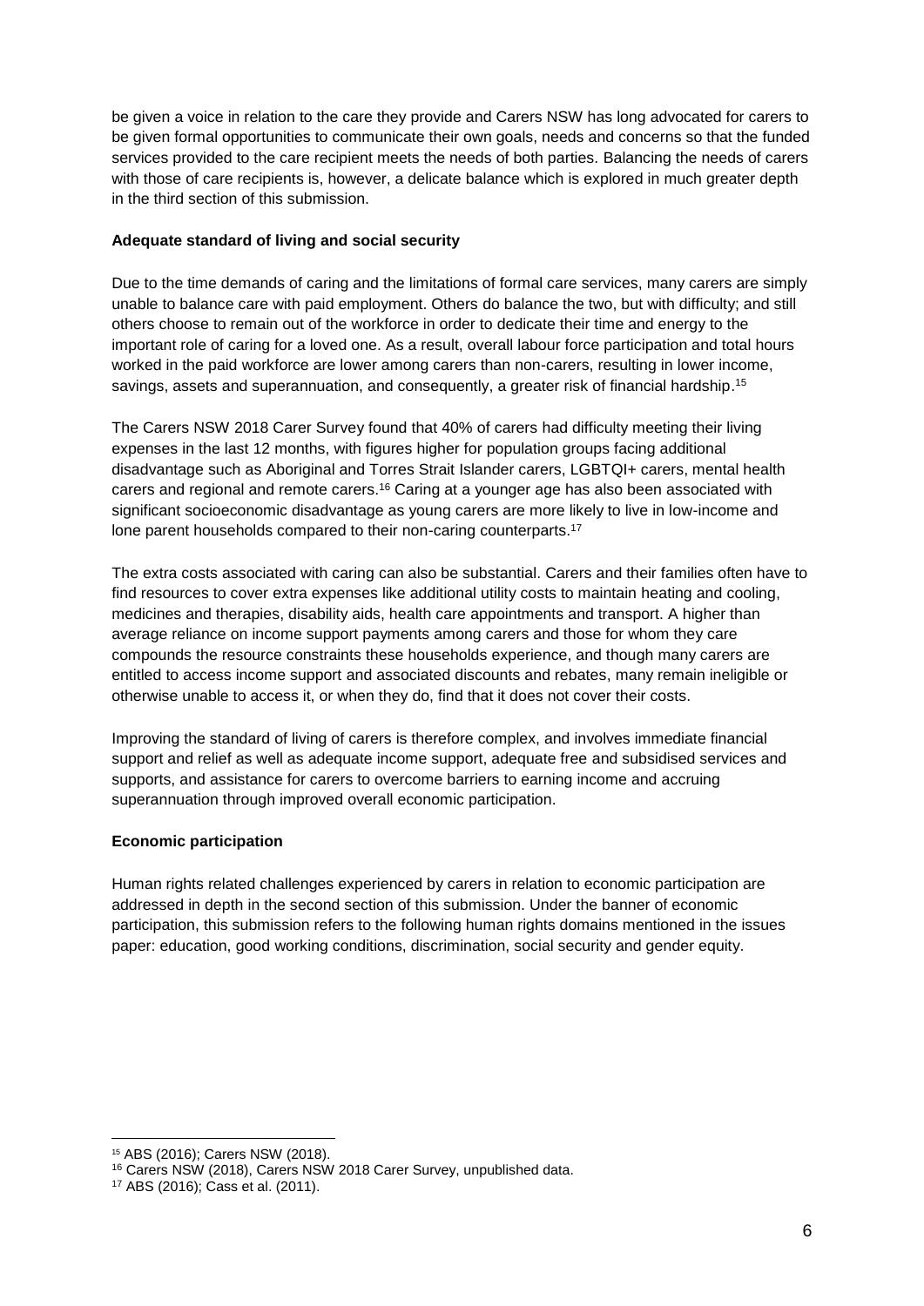be given a voice in relation to the care they provide and Carers NSW has long advocated for carers to be given formal opportunities to communicate their own goals, needs and concerns so that the funded services provided to the care recipient meets the needs of both parties. Balancing the needs of carers with those of care recipients is, however, a delicate balance which is explored in much greater depth in the third section of this submission.

**Adequate standard of living and social security**

Due to the time demands of caring and the limitations of formal care services, many carers are simply unable to balance care with paid employment. Others do balance the two, but with difficulty; and still others choose to remain out of the workforce in order to dedicate their time and energy to the important role of caring for a loved one. As a result, overall labour force participation and total hours worked in the paid workforce are lower among carers than non-carers, resulting in lower income, savings, assets and superannuation, and consequently, a greater risk of financial hardship.[15]

The Carers NSW 2018 Carer Survey found that 40% of carers had difficulty meeting their living expenses in the last 12 months, with figures higher for population groups facing additional disadvantage such as Aboriginal and Torres Strait Islander carers, LGBTQI+ carers, mental health carers and regional and remote carers.[16] Caring at a younger age has also been associated with significant socioeconomic disadvantage as young carers are more likely to live in low-income and lone parent households compared to their non-caring counterparts.[17]

The extra costs associated with caring can also be substantial. Carers and their families often have to find resources to cover extra expenses like additional utility costs to maintain heating and cooling, medicines and therapies, disability aids, health care appointments and transport. A higher than average reliance on income support payments among carers and those for whom they care compounds the resource constraints these households experience, and though many carers are entitled to access income support and associated discounts and rebates, many remain ineligible or otherwise unable to access it, or when they do, find that it does not cover their costs.

Improving the standard of living of carers is therefore complex, and involves immediate financial support and relief as well as adequate income support, adequate free and subsidised services and supports, and assistance for carers to overcome barriers to earning income and accruing superannuation through improved overall economic participation.

**Economic participation**

Human rights related challenges experienced by carers in relation to economic participation are addressed in depth in the second section of this submission. Under the banner of economic participation, this submission refers to the following human rights domains mentioned in the issues paper: education, good working conditions, discrimination, social security and gender equity.

---

[15] ABS (2016); Carers NSW (2018).

[16] Carers NSW (2018), Carers NSW 2018 Carer Survey, unpublished data.

[17] ABS (2016); Cass et al. (2011).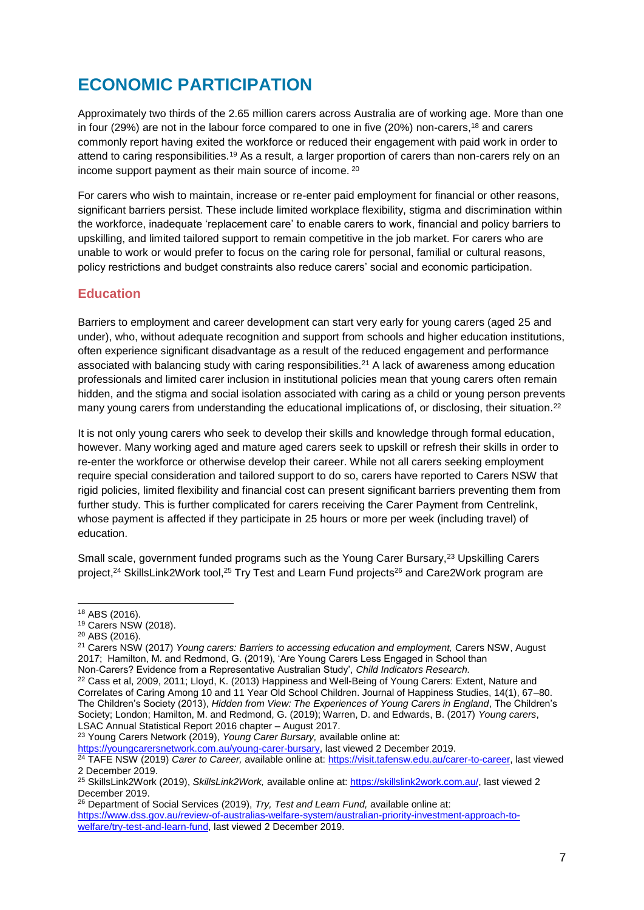# ECONOMIC PARTICIPATION

Approximately two thirds of the 2.65 million carers across Australia are of working age. More than one in four (29%) are not in the labour force compared to one in five (20%) non-carers,[18] and carers commonly report having exited the workforce or reduced their engagement with paid work in order to attend to caring responsibilities.[19] As a result, a larger proportion of carers than non-carers rely on an income support payment as their main source of income. [20]

For carers who wish to maintain, increase or re-enter paid employment for financial or other reasons, significant barriers persist. These include limited workplace flexibility, stigma and discrimination within the workforce, inadequate 'replacement care' to enable carers to work, financial and policy barriers to upskilling, and limited tailored support to remain competitive in the job market. For carers who are unable to work or would prefer to focus on the caring role for personal, familial or cultural reasons, policy restrictions and budget constraints also reduce carers' social and economic participation.

## Education

Barriers to employment and career development can start very early for young carers (aged 25 and under), who, without adequate recognition and support from schools and higher education institutions, often experience significant disadvantage as a result of the reduced engagement and performance associated with balancing study with caring responsibilities.[21] A lack of awareness among education professionals and limited carer inclusion in institutional policies mean that young carers often remain hidden, and the stigma and social isolation associated with caring as a child or young person prevents many young carers from understanding the educational implications of, or disclosing, their situation.[22]

It is not only young carers who seek to develop their skills and knowledge through formal education, however. Many working aged and mature aged carers seek to upskill or refresh their skills in order to re-enter the workforce or otherwise develop their career. While not all carers seeking employment require special consideration and tailored support to do so, carers have reported to Carers NSW that rigid policies, limited flexibility and financial cost can present significant barriers preventing them from further study. This is further complicated for carers receiving the Carer Payment from Centrelink, whose payment is affected if they participate in 25 hours or more per week (including travel) of education.

Small scale, government funded programs such as the Young Carer Bursary,[23] Upskilling Carers project,[24] SkillsLink2Work tool,[25] Try Test and Learn Fund projects[26] and Care2Work program are

---

[18] ABS (2016).

[19] Carers NSW (2018).

[20] ABS (2016).

[21] Carers NSW (2017) *Young carers: Barriers to accessing education and employment,* Carers NSW, August 2017; Hamilton, M. and Redmond, G. (2019), 'Are Young Carers Less Engaged in School than Non-Carers? Evidence from a Representative Australian Study', *Child Indicators Research.*

[22] Cass et al, 2009, 2011; Lloyd, K. (2013) Happiness and Well-Being of Young Carers: Extent, Nature and Correlates of Caring Among 10 and 11 Year Old School Children. Journal of Happiness Studies, 14(1), 67–80. The Children's Society (2013), *Hidden from View: The Experiences of Young Carers in England*, The Children's Society; London; Hamilton, M. and Redmond, G. (2019); Warren, D. and Edwards, B. (2017) *Young carers*, LSAC Annual Statistical Report 2016 chapter – August 2017.

[23] Young Carers Network (2019), *Young Carer Bursary,* available online at: https://youngcarersnetwork.com.au/young-carer-bursary, last viewed 2 December 2019.

[24] TAFE NSW (2019) *Carer to Career,* available online at: https://visit.tafensw.edu.au/carer-to-career, last viewed 2 December 2019.

[25] SkillsLink2Work (2019), *SkillsLink2Work,* available online at: https://skillslink2work.com.au/, last viewed 2 December 2019.

[26] Department of Social Services (2019), *Try, Test and Learn Fund,* available online at: https://www.dss.gov.au/review-of-australias-welfare-system/australian-priority-investment-approach-to-welfare/try-test-and-learn-fund, last viewed 2 December 2019.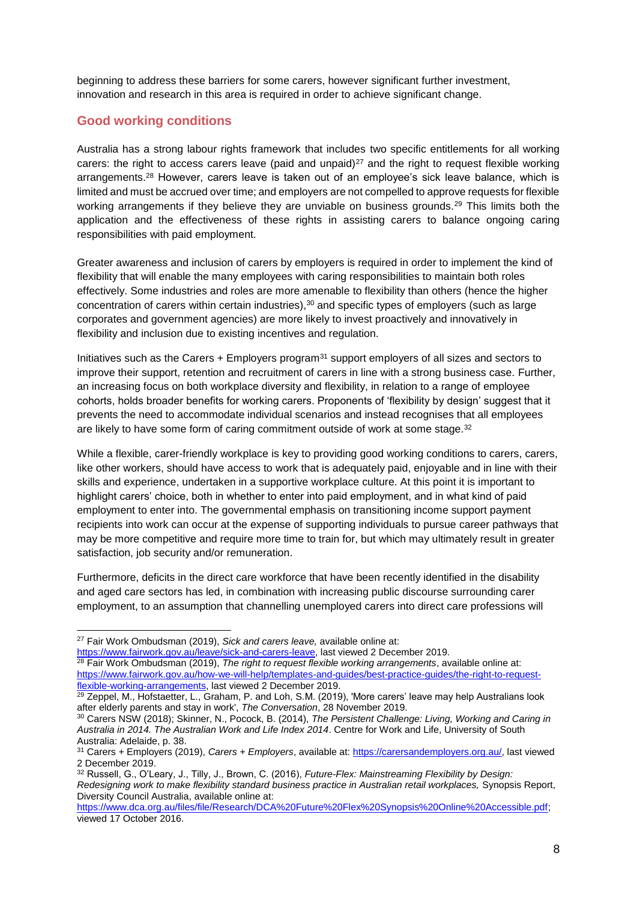beginning to address these barriers for some carers, however significant further investment, innovation and research in this area is required in order to achieve significant change.

## Good working conditions

Australia has a strong labour rights framework that includes two specific entitlements for all working carers: the right to access carers leave (paid and unpaid)[27] and the right to request flexible working arrangements.[28] However, carers leave is taken out of an employee's sick leave balance, which is limited and must be accrued over time; and employers are not compelled to approve requests for flexible working arrangements if they believe they are unviable on business grounds.[29] This limits both the application and the effectiveness of these rights in assisting carers to balance ongoing caring responsibilities with paid employment.

Greater awareness and inclusion of carers by employers is required in order to implement the kind of flexibility that will enable the many employees with caring responsibilities to maintain both roles effectively. Some industries and roles are more amenable to flexibility than others (hence the higher concentration of carers within certain industries),[30] and specific types of employers (such as large corporates and government agencies) are more likely to invest proactively and innovatively in flexibility and inclusion due to existing incentives and regulation.

Initiatives such as the Carers + Employers program[31] support employers of all sizes and sectors to improve their support, retention and recruitment of carers in line with a strong business case. Further, an increasing focus on both workplace diversity and flexibility, in relation to a range of employee cohorts, holds broader benefits for working carers. Proponents of 'flexibility by design' suggest that it prevents the need to accommodate individual scenarios and instead recognises that all employees are likely to have some form of caring commitment outside of work at some stage.[32]

While a flexible, carer-friendly workplace is key to providing good working conditions to carers, carers, like other workers, should have access to work that is adequately paid, enjoyable and in line with their skills and experience, undertaken in a supportive workplace culture. At this point it is important to highlight carers' choice, both in whether to enter into paid employment, and in what kind of paid employment to enter into. The governmental emphasis on transitioning income support payment recipients into work can occur at the expense of supporting individuals to pursue career pathways that may be more competitive and require more time to train for, but which may ultimately result in greater satisfaction, job security and/or remuneration.

Furthermore, deficits in the direct care workforce that have been recently identified in the disability and aged care sectors has led, in combination with increasing public discourse surrounding carer employment, to an assumption that channelling unemployed carers into direct care professions will

---

[27] Fair Work Ombudsman (2019), *Sick and carers leave,* available online at: https://www.fairwork.gov.au/leave/sick-and-carers-leave, last viewed 2 December 2019.

[28] Fair Work Ombudsman (2019), *The right to request flexible working arrangements*, available online at: https://www.fairwork.gov.au/how-we-will-help/templates-and-guides/best-practice-guides/the-right-to-request-flexible-working-arrangements, last viewed 2 December 2019.

[29] Zeppel, M., Hofstaetter, L., Graham, P. and Loh, S.M. (2019), 'More carers' leave may help Australians look after elderly parents and stay in work', *The Conversation*, 28 November 2019.

[30] Carers NSW (2018); Skinner, N., Pocock, B. (2014), *The Persistent Challenge: Living, Working and Caring in Australia in 2014. The Australian Work and Life Index 2014*. Centre for Work and Life, University of South Australia: Adelaide, p. 38.

[31] Carers + Employers (2019), *Carers + Employers*, available at: https://carersandemployers.org.au/, last viewed 2 December 2019.

[32] Russell, G., O'Leary, J., Tilly, J., Brown, C. (2016), *Future-Flex: Mainstreaming Flexibility by Design: Redesigning work to make flexibility standard business practice in Australian retail workplaces,* Synopsis Report, Diversity Council Australia, available online at: https://www.dca.org.au/files/file/Research/DCA%20Future%20Flex%20Synopsis%20Online%20Accessible.pdf; viewed 17 October 2016.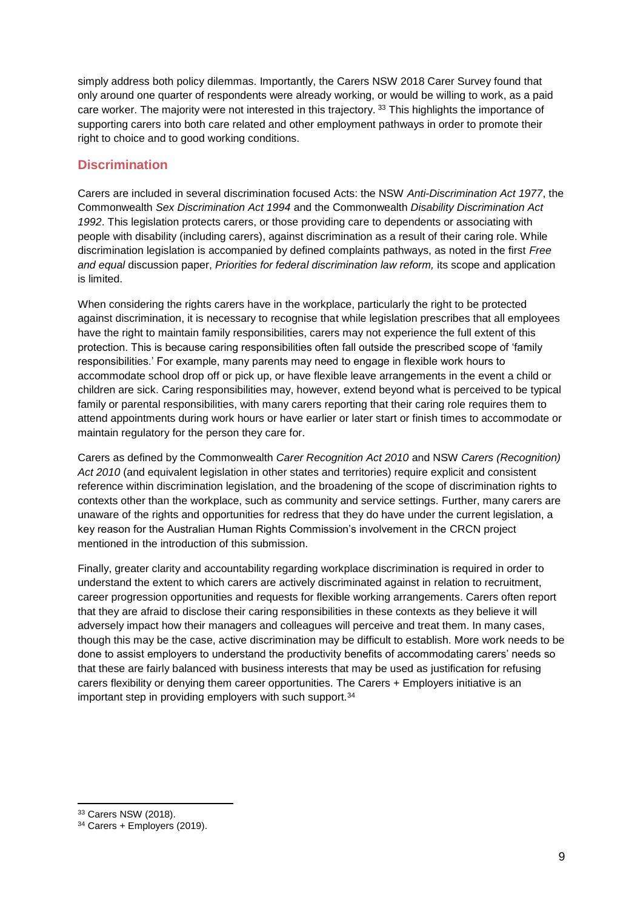simply address both policy dilemmas. Importantly, the Carers NSW 2018 Carer Survey found that only around one quarter of respondents were already working, or would be willing to work, as a paid care worker. The majority were not interested in this trajectory. [33] This highlights the importance of supporting carers into both care related and other employment pathways in order to promote their right to choice and to good working conditions.

## Discrimination

Carers are included in several discrimination focused Acts: the NSW *Anti-Discrimination Act 1977*, the Commonwealth *Sex Discrimination Act 1994* and the Commonwealth *Disability Discrimination Act 1992*. This legislation protects carers, or those providing care to dependents or associating with people with disability (including carers), against discrimination as a result of their caring role. While discrimination legislation is accompanied by defined complaints pathways, as noted in the first *Free and equal* discussion paper, *Priorities for federal discrimination law reform,* its scope and application is limited.

When considering the rights carers have in the workplace, particularly the right to be protected against discrimination, it is necessary to recognise that while legislation prescribes that all employees have the right to maintain family responsibilities, carers may not experience the full extent of this protection. This is because caring responsibilities often fall outside the prescribed scope of 'family responsibilities.' For example, many parents may need to engage in flexible work hours to accommodate school drop off or pick up, or have flexible leave arrangements in the event a child or children are sick. Caring responsibilities may, however, extend beyond what is perceived to be typical family or parental responsibilities, with many carers reporting that their caring role requires them to attend appointments during work hours or have earlier or later start or finish times to accommodate or maintain regulatory for the person they care for.

Carers as defined by the Commonwealth *Carer Recognition Act 2010* and NSW *Carers (Recognition) Act 2010* (and equivalent legislation in other states and territories) require explicit and consistent reference within discrimination legislation, and the broadening of the scope of discrimination rights to contexts other than the workplace, such as community and service settings. Further, many carers are unaware of the rights and opportunities for redress that they do have under the current legislation, a key reason for the Australian Human Rights Commission's involvement in the CRCN project mentioned in the introduction of this submission.

Finally, greater clarity and accountability regarding workplace discrimination is required in order to understand the extent to which carers are actively discriminated against in relation to recruitment, career progression opportunities and requests for flexible working arrangements. Carers often report that they are afraid to disclose their caring responsibilities in these contexts as they believe it will adversely impact how their managers and colleagues will perceive and treat them. In many cases, though this may be the case, active discrimination may be difficult to establish. More work needs to be done to assist employers to understand the productivity benefits of accommodating carers' needs so that these are fairly balanced with business interests that may be used as justification for refusing carers flexibility or denying them career opportunities. The Carers + Employers initiative is an important step in providing employers with such support.[34]

---

[33] Carers NSW (2018).

[34] Carers + Employers (2019).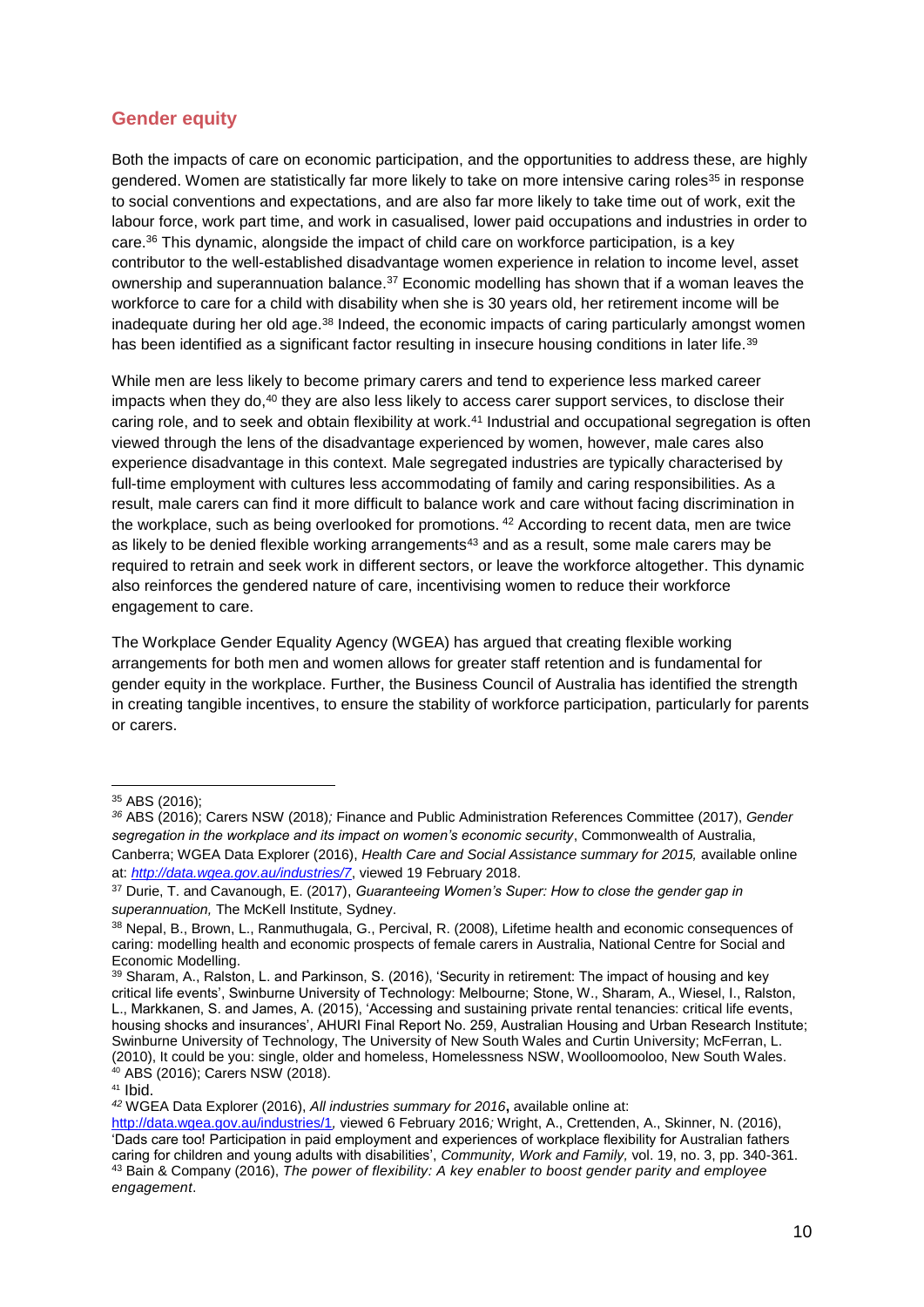## Gender equity

Both the impacts of care on economic participation, and the opportunities to address these, are highly gendered. Women are statistically far more likely to take on more intensive caring roles[35] in response to social conventions and expectations, and are also far more likely to take time out of work, exit the labour force, work part time, and work in casualised, lower paid occupations and industries in order to care.[36] This dynamic, alongside the impact of child care on workforce participation, is a key contributor to the well-established disadvantage women experience in relation to income level, asset ownership and superannuation balance.[37] Economic modelling has shown that if a woman leaves the workforce to care for a child with disability when she is 30 years old, her retirement income will be inadequate during her old age.[38] Indeed, the economic impacts of caring particularly amongst women has been identified as a significant factor resulting in insecure housing conditions in later life.[39]

While men are less likely to become primary carers and tend to experience less marked career impacts when they do,[40] they are also less likely to access carer support services, to disclose their caring role, and to seek and obtain flexibility at work.[41] Industrial and occupational segregation is often viewed through the lens of the disadvantage experienced by women, however, male carers also experience disadvantage in this context. Male segregated industries are typically characterised by full-time employment with cultures less accommodating of family and caring responsibilities. As a result, male carers can find it more difficult to balance work and care without facing discrimination in the workplace, such as being overlooked for promotions. [42] According to recent data, men are twice as likely to be denied flexible working arrangements[43] and as a result, some male carers may be required to retrain and seek work in different sectors, or leave the workforce altogether. This dynamic also reinforces the gendered nature of care, incentivising women to reduce their workforce engagement to care.

The Workplace Gender Equality Agency (WGEA) has argued that creating flexible working arrangements for both men and women allows for greater staff retention and is fundamental for gender equity in the workplace. Further, the Business Council of Australia has identified the strength in creating tangible incentives, to ensure the stability of workforce participation, particularly for parents or carers.

---

[35] ABS (2016);

[36] ABS (2016); Carers NSW (2018); Finance and Public Administration References Committee (2017), *Gender segregation in the workplace and its impact on women's economic security*, Commonwealth of Australia, Canberra; WGEA Data Explorer (2016), *Health Care and Social Assistance summary for 2015,* available online at: *http://data.wgea.gov.au/industries/7*, viewed 19 February 2018.

[37] Durie, T. and Cavanough, E. (2017), *Guaranteeing Women's Super: How to close the gender gap in superannuation,* The McKell Institute, Sydney.

[38] Nepal, B., Brown, L., Ranmuthugala, G., Percival, R. (2008), Lifetime health and economic consequences of caring: modelling health and economic prospects of female carers in Australia, National Centre for Social and Economic Modelling.

[39] Sharam, A., Ralston, L. and Parkinson, S. (2016), 'Security in retirement: The impact of housing and key critical life events', Swinburne University of Technology: Melbourne; Stone, W., Sharam, A., Wiesel, I., Ralston, L., Markkanen, S. and James, A. (2015), 'Accessing and sustaining private rental tenancies: critical life events, housing shocks and insurances', AHURI Final Report No. 259, Australian Housing and Urban Research Institute; Swinburne University of Technology, The University of New South Wales and Curtin University; McFerran, L. (2010), It could be you: single, older and homeless, Homelessness NSW, Woolloomooloo, New South Wales.

[40] ABS (2016); Carers NSW (2018).

[41] Ibid.

[42] WGEA Data Explorer (2016), *All industries summary for 2016*, available online at: http://data.wgea.gov.au/industries/1, viewed 6 February 2016; Wright, A., Crettenden, A., Skinner, N. (2016), 'Dads care too! Participation in paid employment and experiences of workplace flexibility for Australian fathers caring for children and young adults with disabilities', *Community, Work and Family,* vol. 19, no. 3, pp. 340-361.

[43] Bain & Company (2016), *The power of flexibility: A key enabler to boost gender parity and employee engagement*.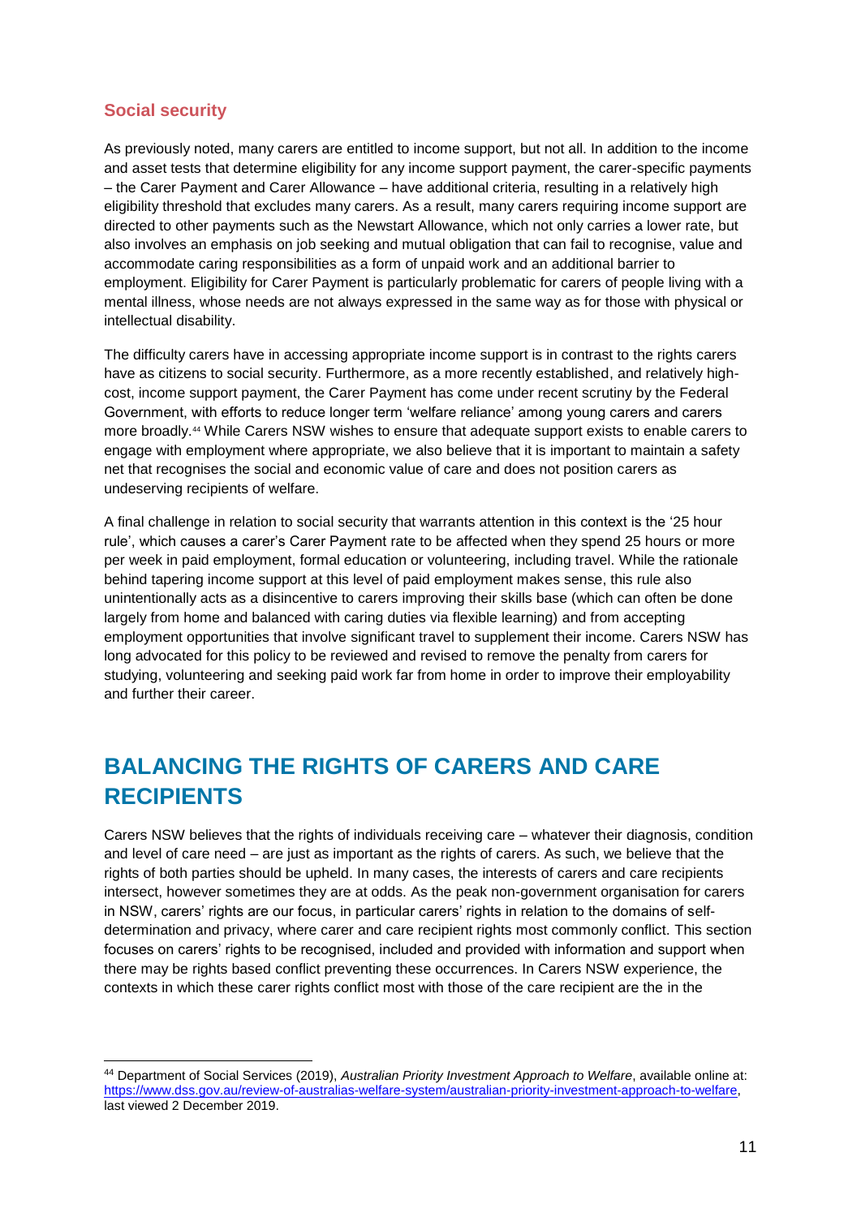### Social security

As previously noted, many carers are entitled to income support, but not all. In addition to the income and asset tests that determine eligibility for any income support payment, the carer-specific payments – the Carer Payment and Carer Allowance – have additional criteria, resulting in a relatively high eligibility threshold that excludes many carers. As a result, many carers requiring income support are directed to other payments such as the Newstart Allowance, which not only carries a lower rate, but also involves an emphasis on job seeking and mutual obligation that can fail to recognise, value and accommodate caring responsibilities as a form of unpaid work and an additional barrier to employment. Eligibility for Carer Payment is particularly problematic for carers of people living with a mental illness, whose needs are not always expressed in the same way as for those with physical or intellectual disability.

The difficulty carers have in accessing appropriate income support is in contrast to the rights carers have as citizens to social security. Furthermore, as a more recently established, and relatively high-cost, income support payment, the Carer Payment has come under recent scrutiny by the Federal Government, with efforts to reduce longer term 'welfare reliance' among young carers and carers more broadly.[44] While Carers NSW wishes to ensure that adequate support exists to enable carers to engage with employment where appropriate, we also believe that it is important to maintain a safety net that recognises the social and economic value of care and does not position carers as undeserving recipients of welfare.

A final challenge in relation to social security that warrants attention in this context is the '25 hour rule', which causes a carer's Carer Payment rate to be affected when they spend 25 hours or more per week in paid employment, formal education or volunteering, including travel. While the rationale behind tapering income support at this level of paid employment makes sense, this rule also unintentionally acts as a disincentive to carers improving their skills base (which can often be done largely from home and balanced with caring duties via flexible learning) and from accepting employment opportunities that involve significant travel to supplement their income. Carers NSW has long advocated for this policy to be reviewed and revised to remove the penalty from carers for studying, volunteering and seeking paid work far from home in order to improve their employability and further their career.

## BALANCING THE RIGHTS OF CARERS AND CARE RECIPIENTS

Carers NSW believes that the rights of individuals receiving care – whatever their diagnosis, condition and level of care need – are just as important as the rights of carers. As such, we believe that the rights of both parties should be upheld. In many cases, the interests of carers and care recipients intersect, however sometimes they are at odds. As the peak non-government organisation for carers in NSW, carers' rights are our focus, in particular carers' rights in relation to the domains of self-determination and privacy, where carer and care recipient rights most commonly conflict. This section focuses on carers' rights to be recognised, included and provided with information and support when there may be rights based conflict preventing these occurrences. In Carers NSW experience, the contexts in which these carer rights conflict most with those of the care recipient are the in the

---

[44] Department of Social Services (2019), *Australian Priority Investment Approach to Welfare*, available online at: https://www.dss.gov.au/review-of-australias-welfare-system/australian-priority-investment-approach-to-welfare, last viewed 2 December 2019.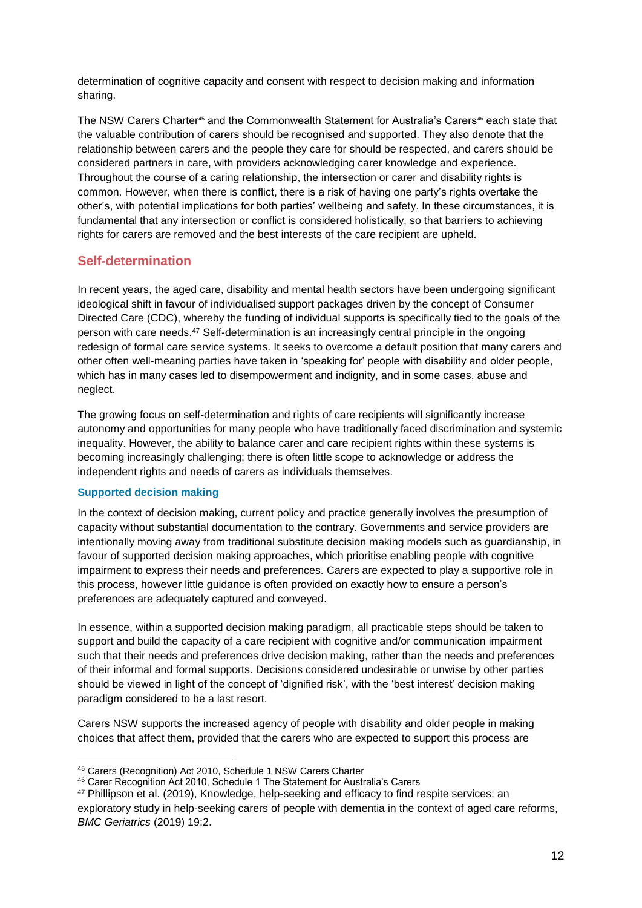determination of cognitive capacity and consent with respect to decision making and information sharing.

The NSW Carers Charter[45] and the Commonwealth Statement for Australia's Carers[46] each state that the valuable contribution of carers should be recognised and supported. They also denote that the relationship between carers and the people they care for should be respected, and carers should be considered partners in care, with providers acknowledging carer knowledge and experience. Throughout the course of a caring relationship, the intersection or carer and disability rights is common. However, when there is conflict, there is a risk of having one party's rights overtake the other's, with potential implications for both parties' wellbeing and safety. In these circumstances, it is fundamental that any intersection or conflict is considered holistically, so that barriers to achieving rights for carers are removed and the best interests of the care recipient are upheld.

## Self-determination

In recent years, the aged care, disability and mental health sectors have been undergoing significant ideological shift in favour of individualised support packages driven by the concept of Consumer Directed Care (CDC), whereby the funding of individual supports is specifically tied to the goals of the person with care needs.[47] Self-determination is an increasingly central principle in the ongoing redesign of formal care service systems. It seeks to overcome a default position that many carers and other often well-meaning parties have taken in 'speaking for' people with disability and older people, which has in many cases led to disempowerment and indignity, and in some cases, abuse and neglect.

The growing focus on self-determination and rights of care recipients will significantly increase autonomy and opportunities for many people who have traditionally faced discrimination and systemic inequality. However, the ability to balance carer and care recipient rights within these systems is becoming increasingly challenging; there is often little scope to acknowledge or address the independent rights and needs of carers as individuals themselves.

### Supported decision making

In the context of decision making, current policy and practice generally involves the presumption of capacity without substantial documentation to the contrary. Governments and service providers are intentionally moving away from traditional substitute decision making models such as guardianship, in favour of supported decision making approaches, which prioritise enabling people with cognitive impairment to express their needs and preferences. Carers are expected to play a supportive role in this process, however little guidance is often provided on exactly how to ensure a person's preferences are adequately captured and conveyed.

In essence, within a supported decision making paradigm, all practicable steps should be taken to support and build the capacity of a care recipient with cognitive and/or communication impairment such that their needs and preferences drive decision making, rather than the needs and preferences of their informal and formal supports. Decisions considered undesirable or unwise by other parties should be viewed in light of the concept of 'dignified risk', with the 'best interest' decision making paradigm considered to be a last resort.

Carers NSW supports the increased agency of people with disability and older people in making choices that affect them, provided that the carers who are expected to support this process are

---

[45] Carers (Recognition) Act 2010, Schedule 1 NSW Carers Charter

[46] Carer Recognition Act 2010, Schedule 1 The Statement for Australia's Carers

[47] Phillipson et al. (2019), Knowledge, help-seeking and efficacy to find respite services: an exploratory study in help-seeking carers of people with dementia in the context of aged care reforms, *BMC Geriatrics* (2019) 19:2.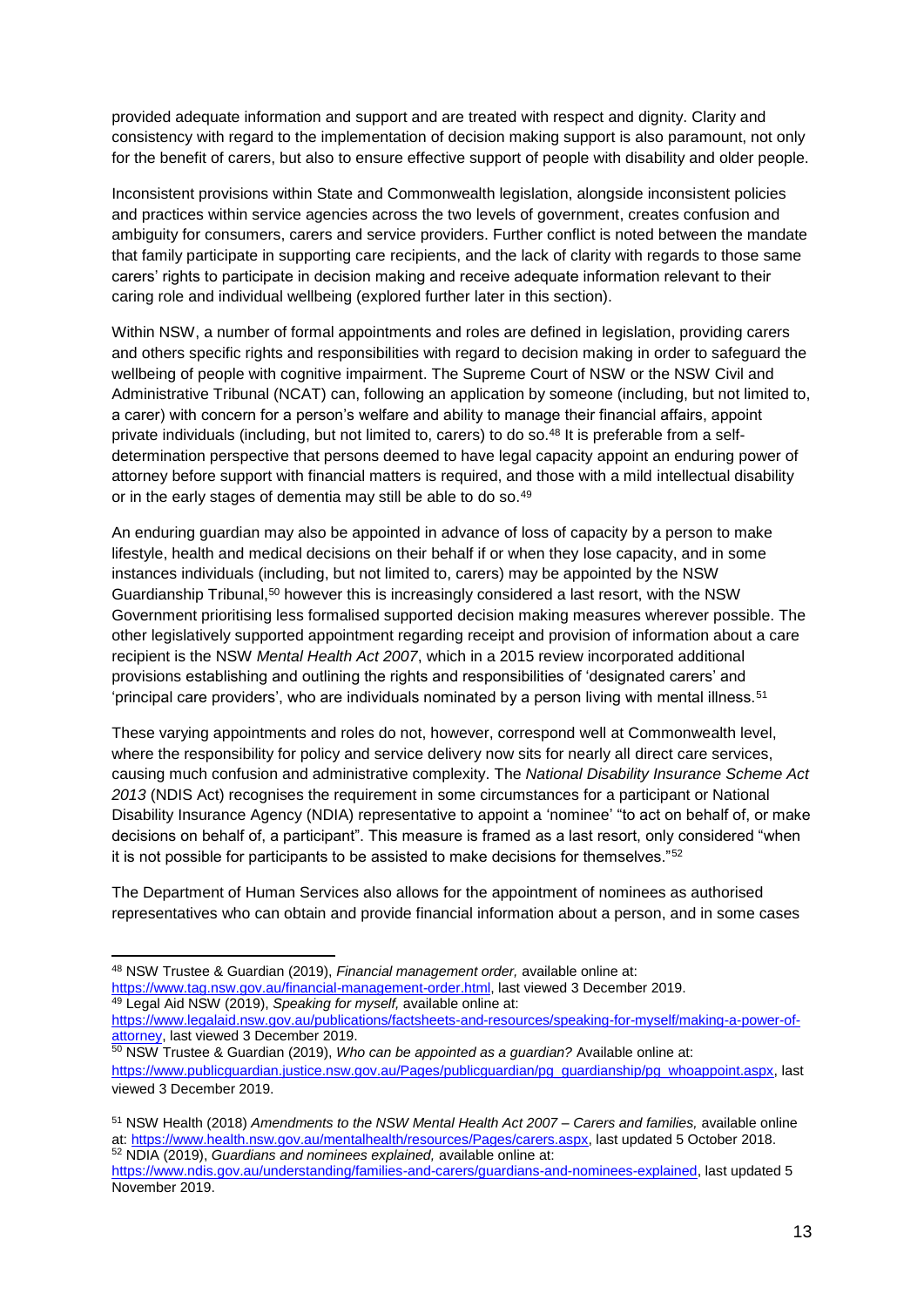provided adequate information and support and are treated with respect and dignity. Clarity and consistency with regard to the implementation of decision making support is also paramount, not only for the benefit of carers, but also to ensure effective support of people with disability and older people.

Inconsistent provisions within State and Commonwealth legislation, alongside inconsistent policies and practices within service agencies across the two levels of government, creates confusion and ambiguity for consumers, carers and service providers. Further conflict is noted between the mandate that family participate in supporting care recipients, and the lack of clarity with regards to those same carers' rights to participate in decision making and receive adequate information relevant to their caring role and individual wellbeing (explored further later in this section).

Within NSW, a number of formal appointments and roles are defined in legislation, providing carers and others specific rights and responsibilities with regard to decision making in order to safeguard the wellbeing of people with cognitive impairment. The Supreme Court of NSW or the NSW Civil and Administrative Tribunal (NCAT) can, following an application by someone (including, but not limited to, a carer) with concern for a person's welfare and ability to manage their financial affairs, appoint private individuals (including, but not limited to, carers) to do so.[48] It is preferable from a self-determination perspective that persons deemed to have legal capacity appoint an enduring power of attorney before support with financial matters is required, and those with a mild intellectual disability or in the early stages of dementia may still be able to do so.[49]

An enduring guardian may also be appointed in advance of loss of capacity by a person to make lifestyle, health and medical decisions on their behalf if or when they lose capacity, and in some instances individuals (including, but not limited to, carers) may be appointed by the NSW Guardianship Tribunal,[50] however this is increasingly considered a last resort, with the NSW Government prioritising less formalised supported decision making measures wherever possible. The other legislatively supported appointment regarding receipt and provision of information about a care recipient is the NSW *Mental Health Act 2007*, which in a 2015 review incorporated additional provisions establishing and outlining the rights and responsibilities of 'designated carers' and 'principal care providers', who are individuals nominated by a person living with mental illness.[51]

These varying appointments and roles do not, however, correspond well at Commonwealth level, where the responsibility for policy and service delivery now sits for nearly all direct care services, causing much confusion and administrative complexity. The *National Disability Insurance Scheme Act 2013* (NDIS Act) recognises the requirement in some circumstances for a participant or National Disability Insurance Agency (NDIA) representative to appoint a 'nominee' "to act on behalf of, or make decisions on behalf of, a participant". This measure is framed as a last resort, only considered "when it is not possible for participants to be assisted to make decisions for themselves."[52]

The Department of Human Services also allows for the appointment of nominees as authorised representatives who can obtain and provide financial information about a person, and in some cases

---

[48] NSW Trustee & Guardian (2019), *Financial management order,* available online at: https://www.tag.nsw.gov.au/financial-management-order.html, last viewed 3 December 2019.

[49] Legal Aid NSW (2019), *Speaking for myself,* available online at: https://www.legalaid.nsw.gov.au/publications/factsheets-and-resources/speaking-for-myself/making-a-power-of-attorney, last viewed 3 December 2019.

[50] NSW Trustee & Guardian (2019), *Who can be appointed as a guardian?* Available online at: https://www.publicguardian.justice.nsw.gov.au/Pages/publicguardian/pg_guardianship/pg_whoappoint.aspx, last viewed 3 December 2019.

[51] NSW Health (2018) *Amendments to the NSW Mental Health Act 2007 – Carers and families,* available online at: https://www.health.nsw.gov.au/mentalhealth/resources/Pages/carers.aspx, last updated 5 October 2018.

[52] NDIA (2019), *Guardians and nominees explained,* available online at: https://www.ndis.gov.au/understanding/families-and-carers/guardians-and-nominees-explained, last updated 5 November 2019.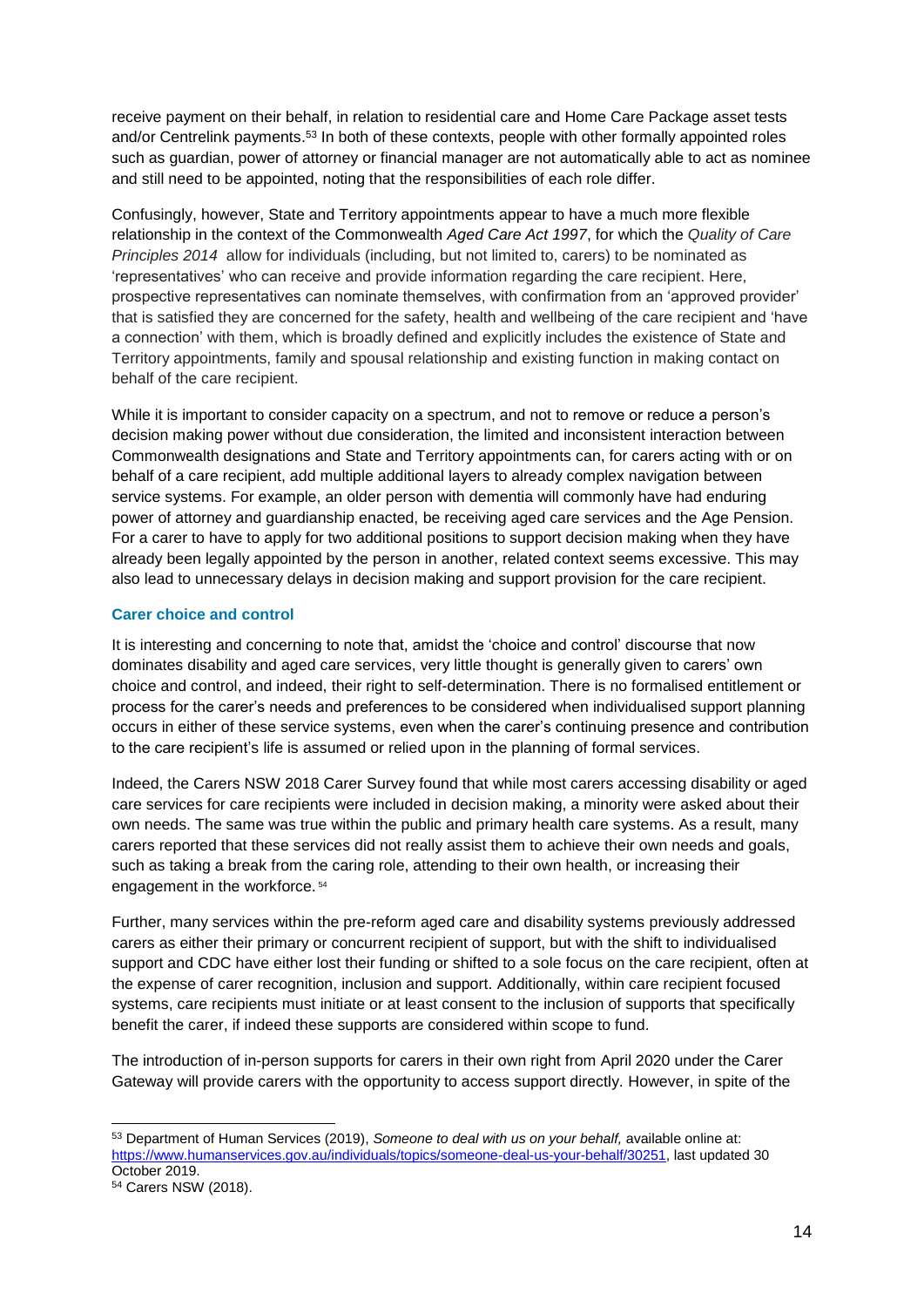receive payment on their behalf, in relation to residential care and Home Care Package asset tests and/or Centrelink payments.[53] In both of these contexts, people with other formally appointed roles such as guardian, power of attorney or financial manager are not automatically able to act as nominee and still need to be appointed, noting that the responsibilities of each role differ.

Confusingly, however, State and Territory appointments appear to have a much more flexible relationship in the context of the Commonwealth *Aged Care Act 1997*, for which the *Quality of Care Principles 2014* allow for individuals (including, but not limited to, carers) to be nominated as 'representatives' who can receive and provide information regarding the care recipient. Here, prospective representatives can nominate themselves, with confirmation from an 'approved provider' that is satisfied they are concerned for the safety, health and wellbeing of the care recipient and 'have a connection' with them, which is broadly defined and explicitly includes the existence of State and Territory appointments, family and spousal relationship and existing function in making contact on behalf of the care recipient.

While it is important to consider capacity on a spectrum, and not to remove or reduce a person's decision making power without due consideration, the limited and inconsistent interaction between Commonwealth designations and State and Territory appointments can, for carers acting with or on behalf of a care recipient, add multiple additional layers to already complex navigation between service systems. For example, an older person with dementia will commonly have had enduring power of attorney and guardianship enacted, be receiving aged care services and the Age Pension. For a carer to have to apply for two additional positions to support decision making when they have already been legally appointed by the person in another, related context seems excessive. This may also lead to unnecessary delays in decision making and support provision for the care recipient.

### Carer choice and control

It is interesting and concerning to note that, amidst the 'choice and control' discourse that now dominates disability and aged care services, very little thought is generally given to carers' own choice and control, and indeed, their right to self-determination. There is no formalised entitlement or process for the carer's needs and preferences to be considered when individualised support planning occurs in either of these service systems, even when the carer's continuing presence and contribution to the care recipient's life is assumed or relied upon in the planning of formal services.

Indeed, the Carers NSW 2018 Carer Survey found that while most carers accessing disability or aged care services for care recipients were included in decision making, a minority were asked about their own needs. The same was true within the public and primary health care systems. As a result, many carers reported that these services did not really assist them to achieve their own needs and goals, such as taking a break from the caring role, attending to their own health, or increasing their engagement in the workforce.[54]

Further, many services within the pre-reform aged care and disability systems previously addressed carers as either their primary or concurrent recipient of support, but with the shift to individualised support and CDC have either lost their funding or shifted to a sole focus on the care recipient, often at the expense of carer recognition, inclusion and support. Additionally, within care recipient focused systems, care recipients must initiate or at least consent to the inclusion of supports that specifically benefit the carer, if indeed these supports are considered within scope to fund.

The introduction of in-person supports for carers in their own right from April 2020 under the Carer Gateway will provide carers with the opportunity to access support directly. However, in spite of the

---

[53] Department of Human Services (2019), *Someone to deal with us on your behalf,* available online at: https://www.humanservices.gov.au/individuals/topics/someone-deal-us-your-behalf/30251, last updated 30 October 2019.

[54] Carers NSW (2018).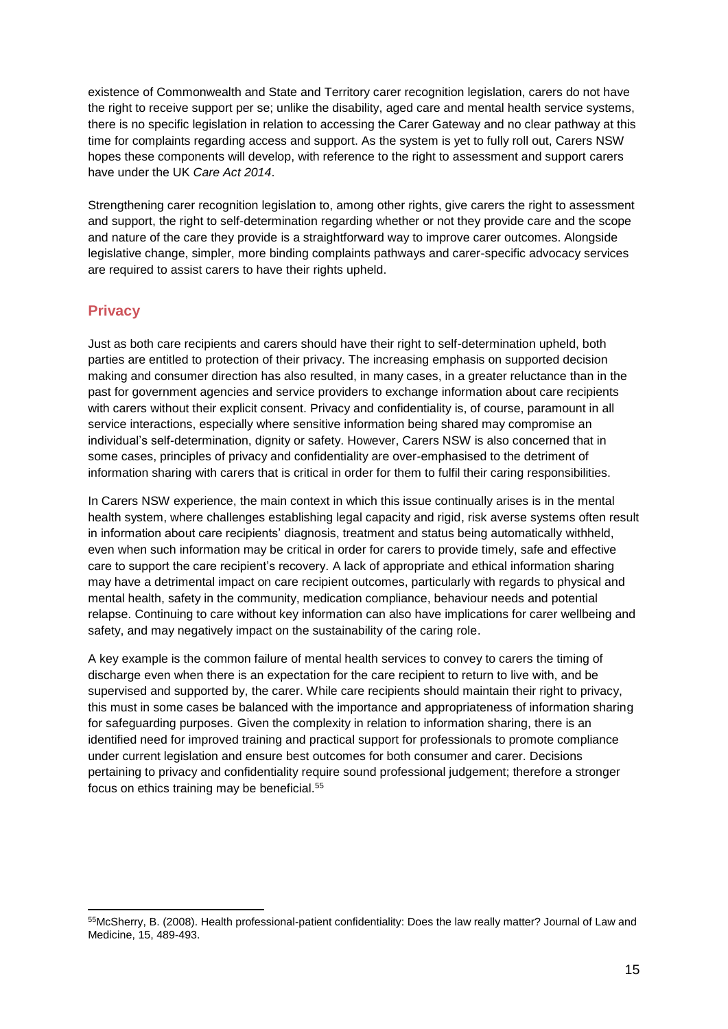existence of Commonwealth and State and Territory carer recognition legislation, carers do not have the right to receive support per se; unlike the disability, aged care and mental health service systems, there is no specific legislation in relation to accessing the Carer Gateway and no clear pathway at this time for complaints regarding access and support. As the system is yet to fully roll out, Carers NSW hopes these components will develop, with reference to the right to assessment and support carers have under the UK *Care Act 2014*.

Strengthening carer recognition legislation to, among other rights, give carers the right to assessment and support, the right to self-determination regarding whether or not they provide care and the scope and nature of the care they provide is a straightforward way to improve carer outcomes. Alongside legislative change, simpler, more binding complaints pathways and carer-specific advocacy services are required to assist carers to have their rights upheld.

## Privacy

Just as both care recipients and carers should have their right to self-determination upheld, both parties are entitled to protection of their privacy. The increasing emphasis on supported decision making and consumer direction has also resulted, in many cases, in a greater reluctance than in the past for government agencies and service providers to exchange information about care recipients with carers without their explicit consent. Privacy and confidentiality is, of course, paramount in all service interactions, especially where sensitive information being shared may compromise an individual's self-determination, dignity or safety. However, Carers NSW is also concerned that in some cases, principles of privacy and confidentiality are over-emphasised to the detriment of information sharing with carers that is critical in order for them to fulfil their caring responsibilities.

In Carers NSW experience, the main context in which this issue continually arises is in the mental health system, where challenges establishing legal capacity and rigid, risk averse systems often result in information about care recipients' diagnosis, treatment and status being automatically withheld, even when such information may be critical in order for carers to provide timely, safe and effective care to support the care recipient's recovery. A lack of appropriate and ethical information sharing may have a detrimental impact on care recipient outcomes, particularly with regards to physical and mental health, safety in the community, medication compliance, behaviour needs and potential relapse. Continuing to care without key information can also have implications for carer wellbeing and safety, and may negatively impact on the sustainability of the caring role.

A key example is the common failure of mental health services to convey to carers the timing of discharge even when there is an expectation for the care recipient to return to live with, and be supervised and supported by, the carer. While care recipients should maintain their right to privacy, this must in some cases be balanced with the importance and appropriateness of information sharing for safeguarding purposes. Given the complexity in relation to information sharing, there is an identified need for improved training and practical support for professionals to promote compliance under current legislation and ensure best outcomes for both consumer and carer. Decisions pertaining to privacy and confidentiality require sound professional judgement; therefore a stronger focus on ethics training may be beneficial.[55]

[55] McSherry, B. (2008). Health professional-patient confidentiality: Does the law really matter? Journal of Law and Medicine, 15, 489-493.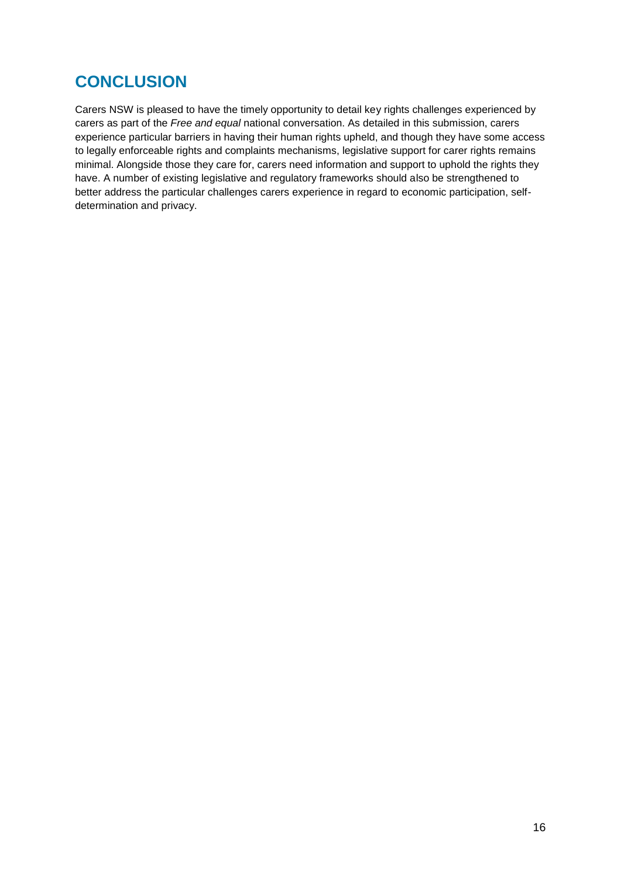# CONCLUSION

Carers NSW is pleased to have the timely opportunity to detail key rights challenges experienced by carers as part of the *Free and equal* national conversation. As detailed in this submission, carers experience particular barriers in having their human rights upheld, and though they have some access to legally enforceable rights and complaints mechanisms, legislative support for carer rights remains minimal. Alongside those they care for, carers need information and support to uphold the rights they have. A number of existing legislative and regulatory frameworks should also be strengthened to better address the particular challenges carers experience in regard to economic participation, self-determination and privacy.